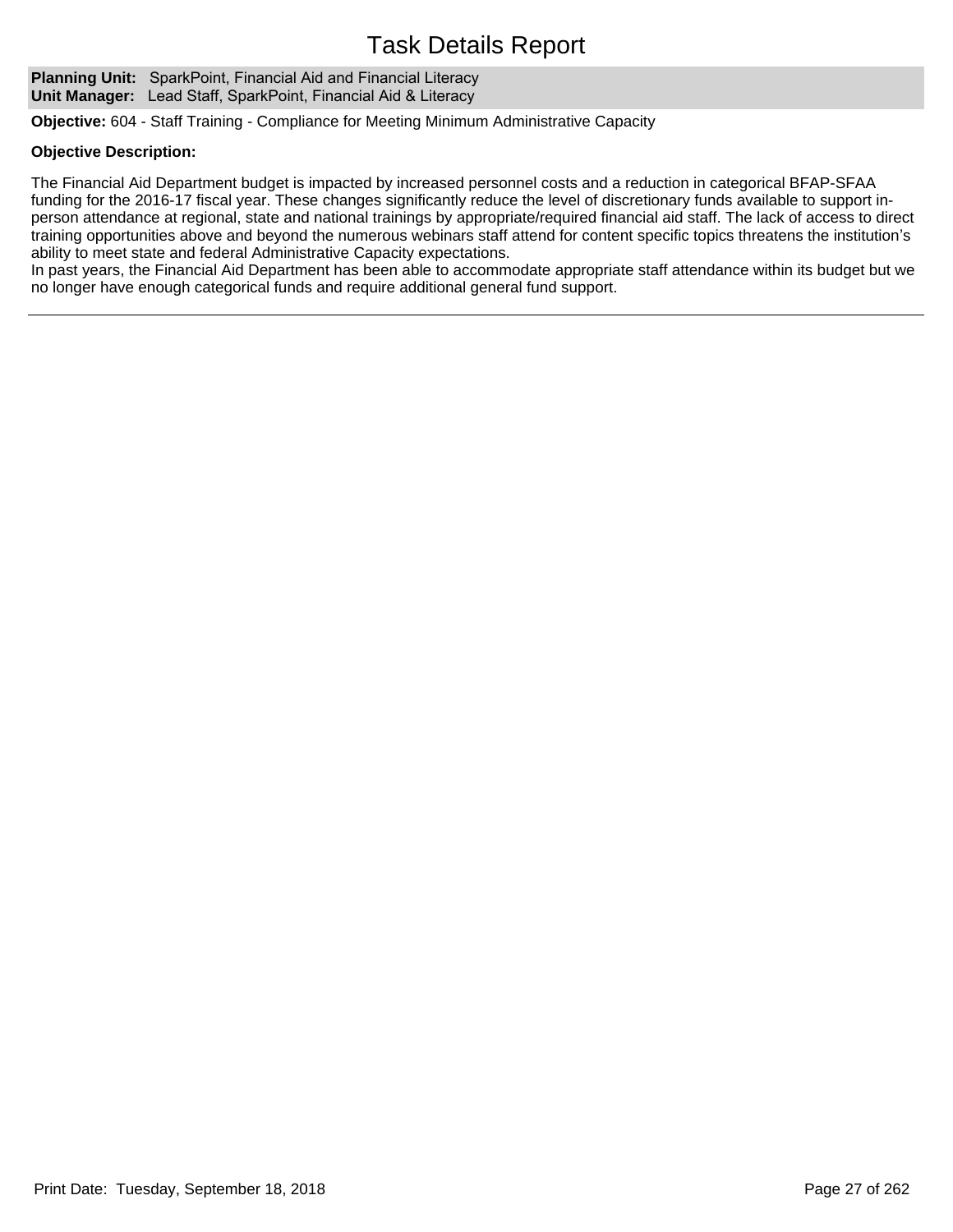# Task Details Report

**Planning Unit:** SparkPoint, Financial Aid and Financial Literacy
**Unit Manager:** Lead Staff, SparkPoint, Financial Aid & Literacy

**Objective:** 604 - Staff Training - Compliance for Meeting Minimum Administrative Capacity

**Objective Description:**

The Financial Aid Department budget is impacted by increased personnel costs and a reduction in categorical BFAP-SFAA funding for the 2016-17 fiscal year. These changes significantly reduce the level of discretionary funds available to support in-person attendance at regional, state and national trainings by appropriate/required financial aid staff. The lack of access to direct training opportunities above and beyond the numerous webinars staff attend for content specific topics threatens the institution's ability to meet state and federal Administrative Capacity expectations.
In past years, the Financial Aid Department has been able to accommodate appropriate staff attendance within its budget but we no longer have enough categorical funds and require additional general fund support.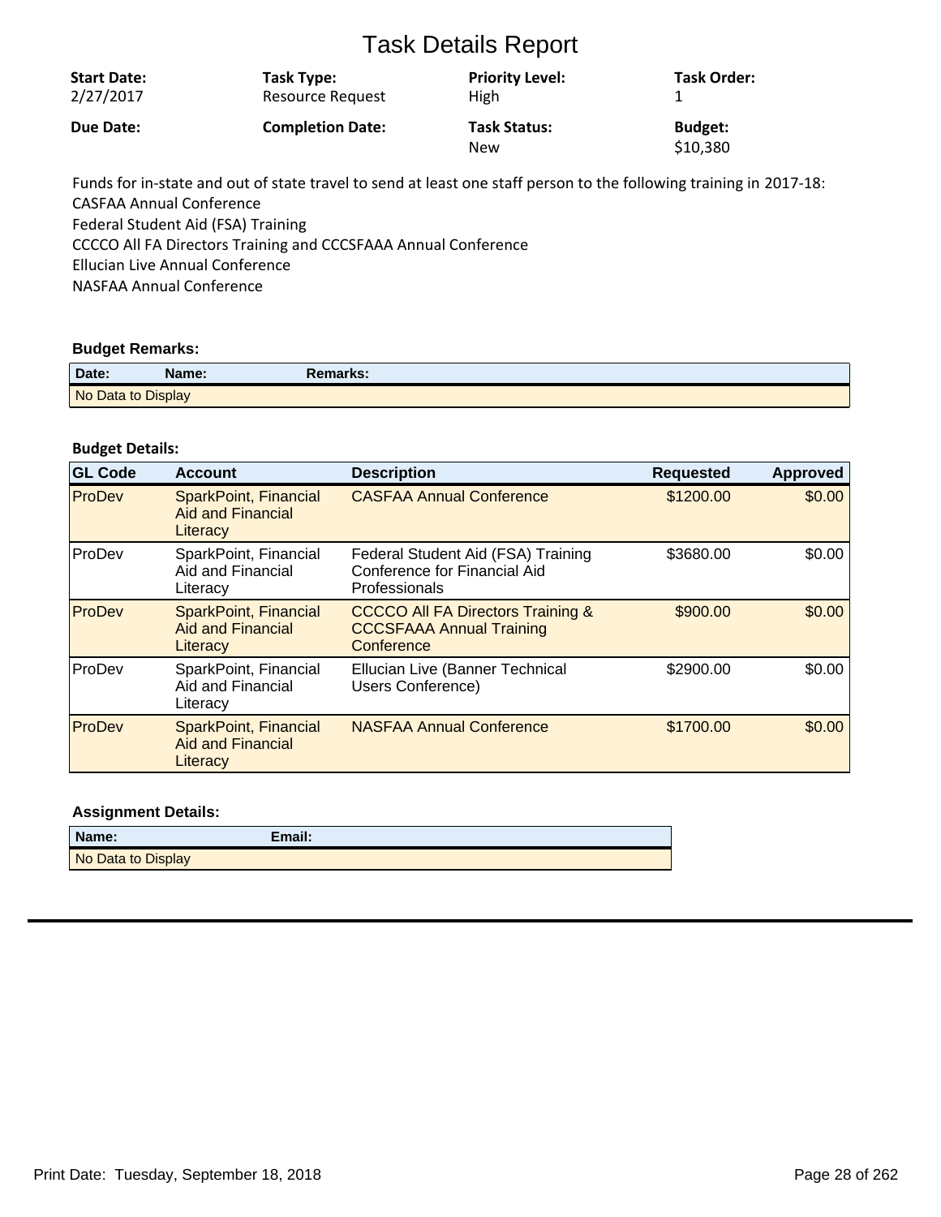# Task Details Report

| Start Date: | Task Type: | Priority Level: | Task Order: |
|---|---|---|---|
| 2/27/2017 | Resource Request | High | 1 |
| **Due Date:** | **Completion Date:** | **Task Status:** | **Budget:** |
| | | New | $10,380 |

Funds for in-state and out of state travel to send at least one staff person to the following training in 2017-18:
CASFAA Annual Conference
Federal Student Aid (FSA) Training
CCCCO All FA Directors Training and CCCSFAAA Annual Conference
Ellucian Live Annual Conference
NASFAA Annual Conference

### Budget Remarks:

| Date: | Name: | Remarks: |
|---|---|---|
| No Data to Display | | |

### Budget Details:

| GL Code | Account | Description | Requested | Approved |
|---|---|---|---|---|
| ProDev | SparkPoint, Financial Aid and Financial Literacy | CASFAA Annual Conference | $1200.00 | $0.00 |
| ProDev | SparkPoint, Financial Aid and Financial Literacy | Federal Student Aid (FSA) Training Conference for Financial Aid Professionals | $3680.00 | $0.00 |
| ProDev | SparkPoint, Financial Aid and Financial Literacy | CCCCO All FA Directors Training & CCCSFAAA Annual Training Conference | $900.00 | $0.00 |
| ProDev | SparkPoint, Financial Aid and Financial Literacy | Ellucian Live (Banner Technical Users Conference) | $2900.00 | $0.00 |
| ProDev | SparkPoint, Financial Aid and Financial Literacy | NASFAA Annual Conference | $1700.00 | $0.00 |

### Assignment Details:

| Name: | Email: |
|---|---|
| No Data to Display | |

Print Date: Tuesday, September 18, 2018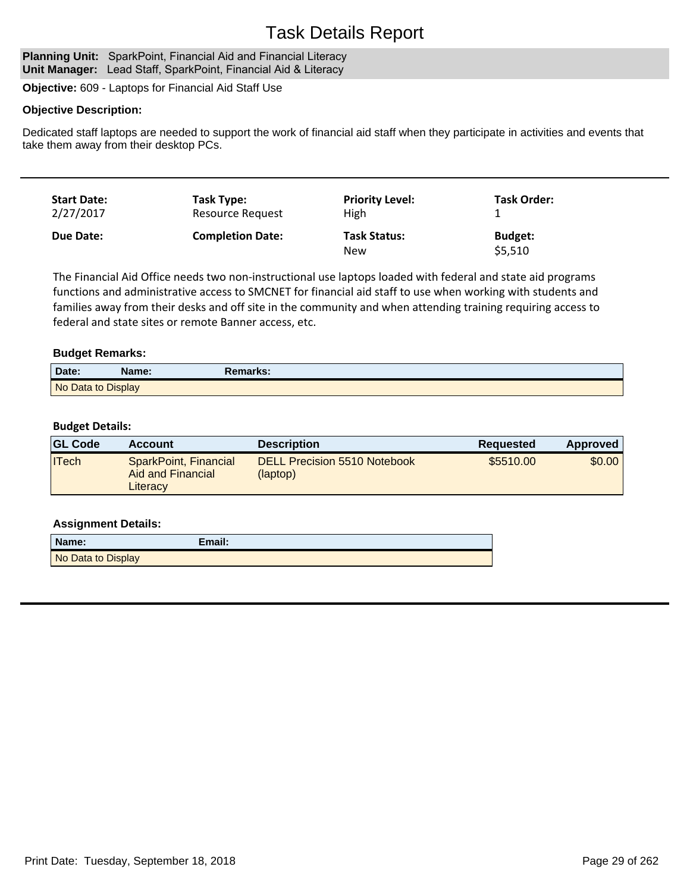# Task Details Report

**Planning Unit:** SparkPoint, Financial Aid and Financial Literacy
**Unit Manager:** Lead Staff, SparkPoint, Financial Aid & Literacy

**Objective:** 609 - Laptops for Financial Aid Staff Use

**Objective Description:**

Dedicated staff laptops are needed to support the work of financial aid staff when they participate in activities and events that take them away from their desktop PCs.

---

| **Start Date:** | **Task Type:** | **Priority Level:** | **Task Order:** |
|---|---|---|---|
| 2/27/2017 | Resource Request | High | 1 |
| **Due Date:** | **Completion Date:** | **Task Status:** | **Budget:** |
| | | New | $5,510 |

The Financial Aid Office needs two non-instructional use laptops loaded with federal and state aid programs functions and administrative access to SMCNET for financial aid staff to use when working with students and families away from their desks and off site in the community and when attending training requiring access to federal and state sites or remote Banner access, etc.

**Budget Remarks:**

| Date: | Name: | Remarks: |
|---|---|---|
| No Data to Display | | |

**Budget Details:**

| GL Code | Account | Description | Requested | Approved |
|---|---|---|---|---|
| ITech | SparkPoint, Financial Aid and Financial Literacy | DELL Precision 5510 Notebook (laptop) | $5510.00 | $0.00 |

**Assignment Details:**

| Name: | Email: |
|---|---|
| No Data to Display | |

---

Print Date: Tuesday, September 18, 2018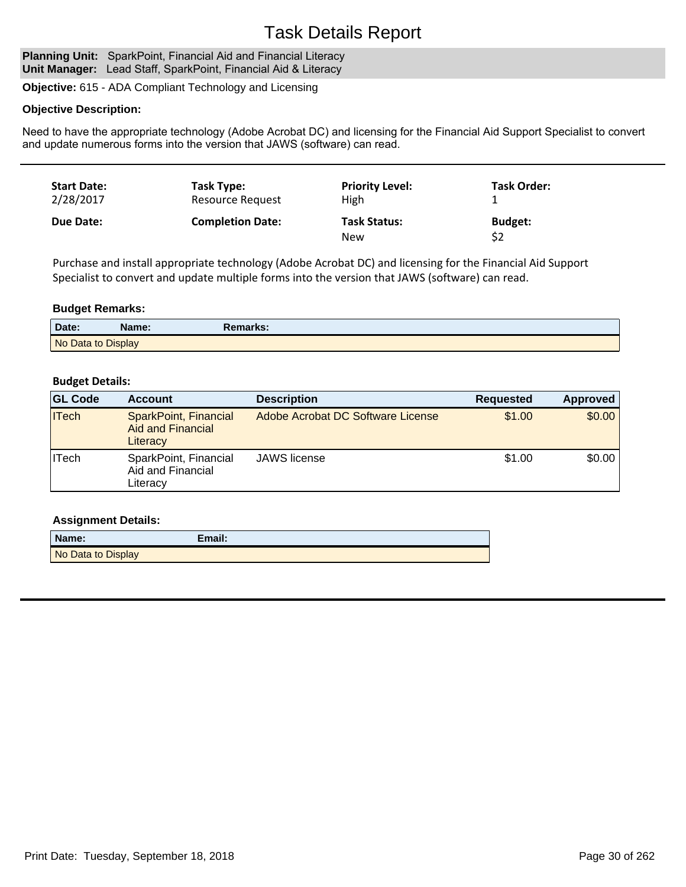# Task Details Report

**Planning Unit:** SparkPoint, Financial Aid and Financial Literacy
**Unit Manager:** Lead Staff, SparkPoint, Financial Aid & Literacy

**Objective:** 615 - ADA Compliant Technology and Licensing

**Objective Description:**

Need to have the appropriate technology (Adobe Acrobat DC) and licensing for the Financial Aid Support Specialist to convert and update numerous forms into the version that JAWS (software) can read.

---

| **Start Date:** | **Task Type:** | **Priority Level:** | **Task Order:** |
|---|---|---|---|
| 2/28/2017 | Resource Request | High | 1 |
| **Due Date:** | **Completion Date:** | **Task Status:** | **Budget:** |
| | | New | $2 |

Purchase and install appropriate technology (Adobe Acrobat DC) and licensing for the Financial Aid Support Specialist to convert and update multiple forms into the version that JAWS (software) can read.

**Budget Remarks:**

| Date: | Name: | Remarks: |
|---|---|---|
| No Data to Display | | |

**Budget Details:**

| GL Code | Account | Description | Requested | Approved |
|---|---|---|---|---|
| ITech | SparkPoint, Financial Aid and Financial Literacy | Adobe Acrobat DC Software License | $1.00 | $0.00 |
| ITech | SparkPoint, Financial Aid and Financial Literacy | JAWS license | $1.00 | $0.00 |

**Assignment Details:**

| Name: | Email: |
|---|---|
| No Data to Display | |

Print Date: Tuesday, September 18, 2018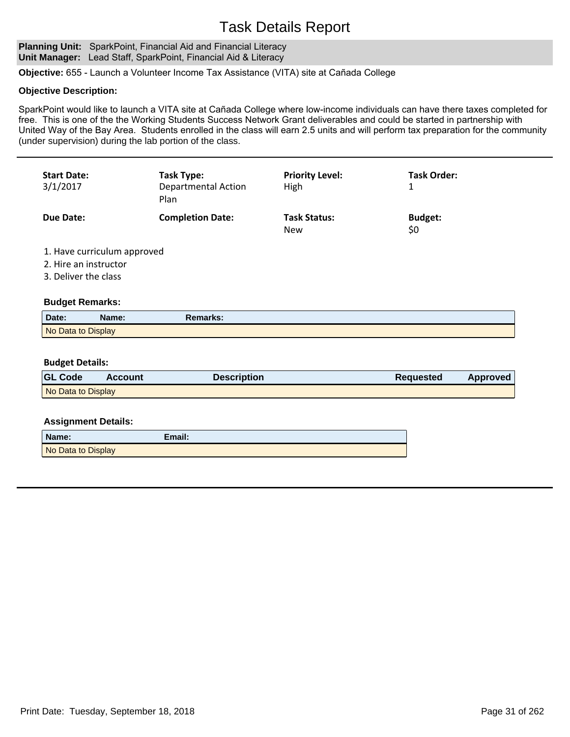# Task Details Report

**Planning Unit:** SparkPoint, Financial Aid and Financial Literacy
**Unit Manager:** Lead Staff, SparkPoint, Financial Aid & Literacy

**Objective:** 655 - Launch a Volunteer Income Tax Assistance (VITA) site at Cañada College

**Objective Description:**

SparkPoint would like to launch a VITA site at Cañada College where low-income individuals can have there taxes completed for free. This is one of the the Working Students Success Network Grant deliverables and could be started in partnership with United Way of the Bay Area. Students enrolled in the class will earn 2.5 units and will perform tax preparation for the community (under supervision) during the lab portion of the class.

---

| **Start Date:** | **Task Type:** | **Priority Level:** | **Task Order:** |
|---|---|---|---|
| 3/1/2017 | Departmental Action Plan | High | 1 |
| **Due Date:** | **Completion Date:** | **Task Status:** | **Budget:** |
| | | New | $0 |

1. Have curriculum approved
2. Hire an instructor
3. Deliver the class

**Budget Remarks:**

| Date: | Name: | Remarks: |
|---|---|---|
| No Data to Display | | |

**Budget Details:**

| GL Code | Account | Description | Requested | Approved |
|---|---|---|---|---|
| No Data to Display | | | | |

**Assignment Details:**

| Name: | Email: |
|---|---|
| No Data to Display | |

Print Date: Tuesday, September 18, 2018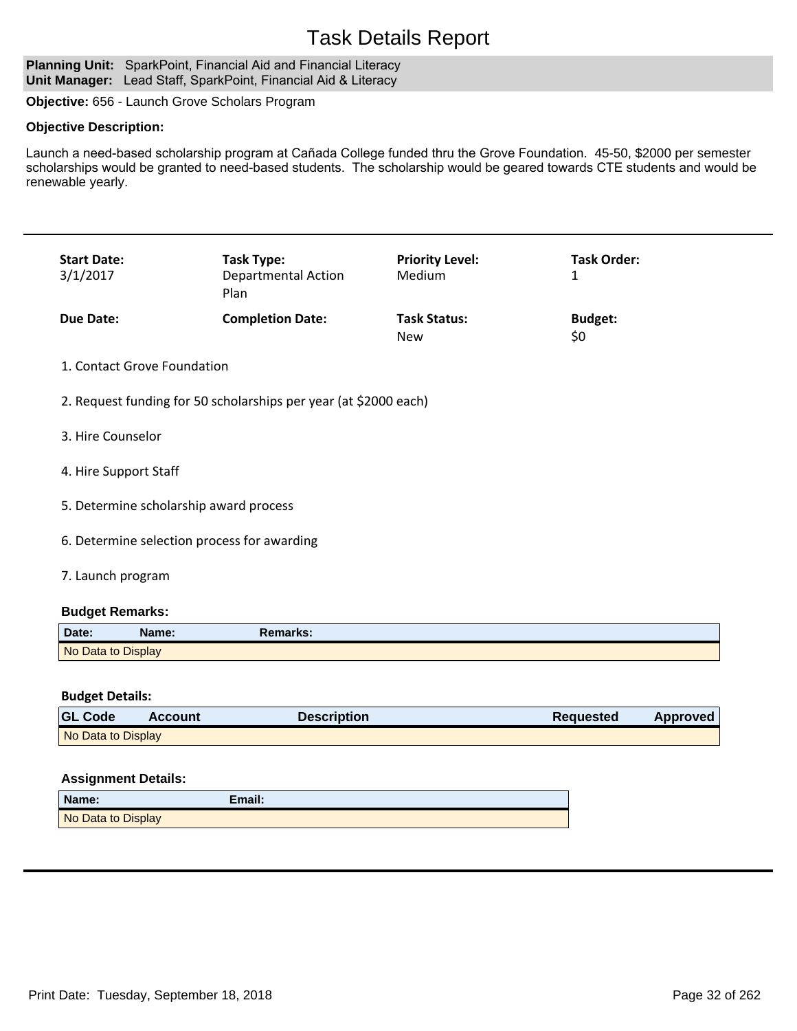# Task Details Report

**Planning Unit:** SparkPoint, Financial Aid and Financial Literacy
**Unit Manager:** Lead Staff, SparkPoint, Financial Aid & Literacy

**Objective:** 656 - Launch Grove Scholars Program

**Objective Description:**

Launch a need-based scholarship program at Cañada College funded thru the Grove Foundation. 45-50, $2000 per semester scholarships would be granted to need-based students. The scholarship would be geared towards CTE students and would be renewable yearly.

---

| **Start Date:** | **Task Type:** | **Priority Level:** | **Task Order:** |
|---|---|---|---|
| 3/1/2017 | Departmental Action Plan | Medium | 1 |
| **Due Date:** | **Completion Date:** | **Task Status:** | **Budget:** |
| | | New | $0 |

1. Contact Grove Foundation

2. Request funding for 50 scholarships per year (at $2000 each)

3. Hire Counselor

4. Hire Support Staff

5. Determine scholarship award process

6. Determine selection process for awarding

7. Launch program

**Budget Remarks:**

| Date: | Name: | Remarks: |
|---|---|---|
| No Data to Display | | |

**Budget Details:**

| GL Code | Account | Description | Requested | Approved |
|---|---|---|---|---|
| No Data to Display | | | | |

**Assignment Details:**

| Name: | Email: |
|---|---|
| No Data to Display | |

---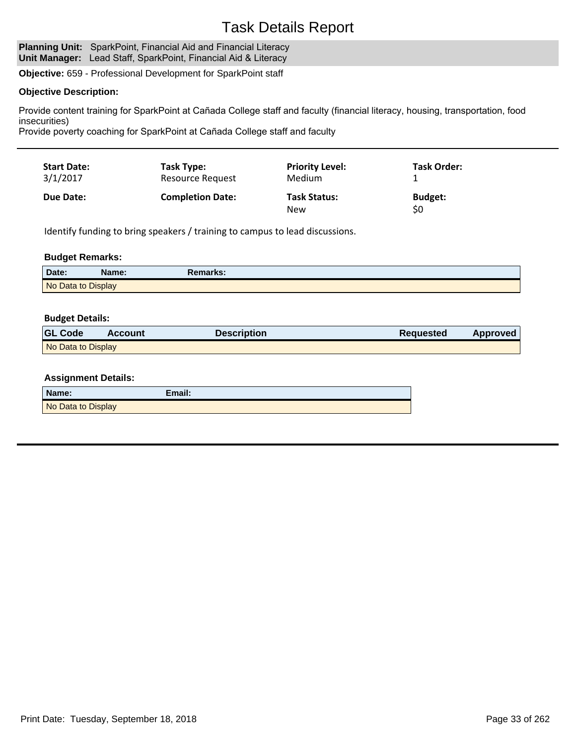# Task Details Report

**Planning Unit:** SparkPoint, Financial Aid and Financial Literacy
**Unit Manager:** Lead Staff, SparkPoint, Financial Aid & Literacy

**Objective:** 659 - Professional Development for SparkPoint staff

**Objective Description:**

Provide content training for SparkPoint at Cañada College staff and faculty (financial literacy, housing, transportation, food insecurities)
Provide poverty coaching for SparkPoint at Cañada College staff and faculty

---

| Start Date: | Task Type: | Priority Level: | Task Order: |
|---|---|---|---|
| 3/1/2017 | Resource Request | Medium | 1 |
| **Due Date:** | **Completion Date:** | **Task Status:** | **Budget:** |
| | | New | $0 |

Identify funding to bring speakers / training to campus to lead discussions.

**Budget Remarks:**

| Date: | Name: | Remarks: |
|---|---|---|
| No Data to Display | | |

**Budget Details:**

| GL Code | Account | Description | Requested | Approved |
|---|---|---|---|---|
| No Data to Display | | | | |

**Assignment Details:**

| Name: | Email: |
|---|---|
| No Data to Display | |

---

Print Date: Tuesday, September 18, 2018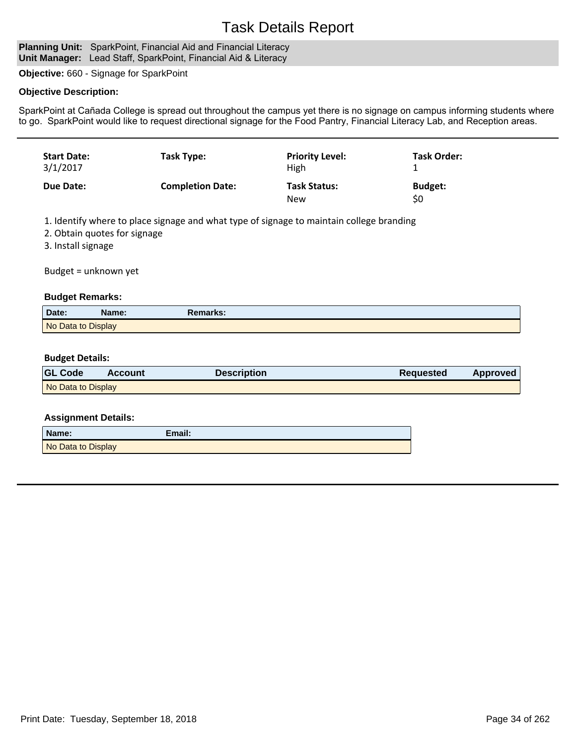# Task Details Report

**Planning Unit:** SparkPoint, Financial Aid and Financial Literacy
**Unit Manager:** Lead Staff, SparkPoint, Financial Aid & Literacy

**Objective:** 660 - Signage for SparkPoint

**Objective Description:**

SparkPoint at Cañada College is spread out throughout the campus yet there is no signage on campus informing students where to go. SparkPoint would like to request directional signage for the Food Pantry, Financial Literacy Lab, and Reception areas.

---

| Start Date: | Task Type: | Priority Level: | Task Order: |
|---|---|---|---|
| 3/1/2017 | | High | 1 |
| **Due Date:** | **Completion Date:** | **Task Status:** | **Budget:** |
| | | New | $0 |

1. Identify where to place signage and what type of signage to maintain college branding
2. Obtain quotes for signage
3. Install signage

Budget = unknown yet

**Budget Remarks:**

| Date: | Name: | Remarks: |
|---|---|---|
| No Data to Display | | |

**Budget Details:**

| GL Code | Account | Description | Requested | Approved |
|---|---|---|---|---|
| No Data to Display | | | | |

**Assignment Details:**

| Name: | Email: |
|---|---|
| No Data to Display | |

---

Print Date: Tuesday, September 18, 2018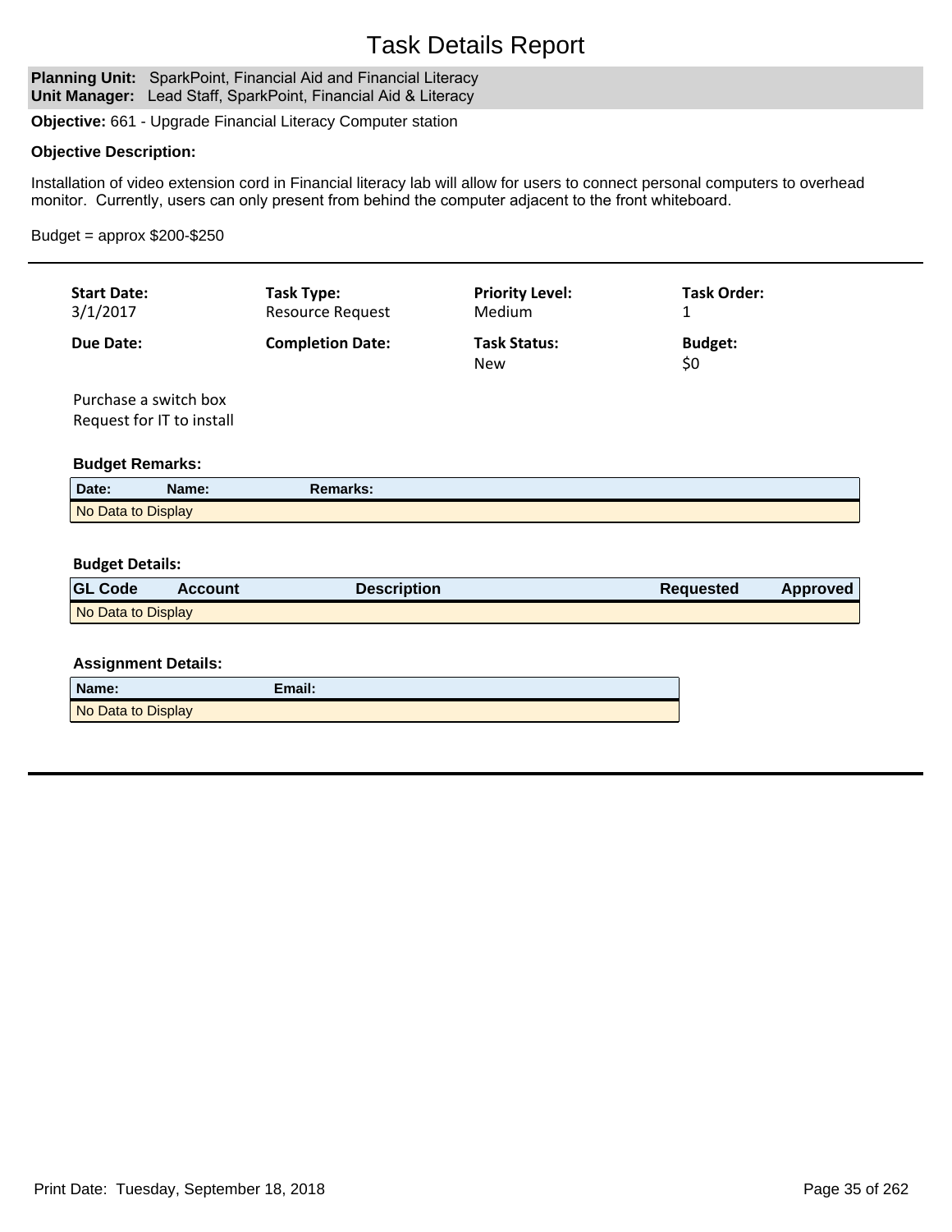# Task Details Report

**Planning Unit:** SparkPoint, Financial Aid and Financial Literacy
**Unit Manager:** Lead Staff, SparkPoint, Financial Aid & Literacy

**Objective:** 661 - Upgrade Financial Literacy Computer station

**Objective Description:**

Installation of video extension cord in Financial literacy lab will allow for users to connect personal computers to overhead monitor. Currently, users can only present from behind the computer adjacent to the front whiteboard.

Budget = approx $200-$250

---

| **Start Date:** | **Task Type:** | **Priority Level:** | **Task Order:** |
|---|---|---|---|
| 3/1/2017 | Resource Request | Medium | 1 |
| **Due Date:** | **Completion Date:** | **Task Status:** | **Budget:** |
| | | New | $0 |

Purchase a switch box
Request for IT to install

**Budget Remarks:**

| Date: | Name: | Remarks: |
|---|---|---|
| No Data to Display | | |

**Budget Details:**

| GL Code | Account | Description | Requested | Approved |
|---|---|---|---|---|
| No Data to Display | | | | |

**Assignment Details:**

| Name: | Email: |
|---|---|
| No Data to Display | |

Print Date: Tuesday, September 18, 2018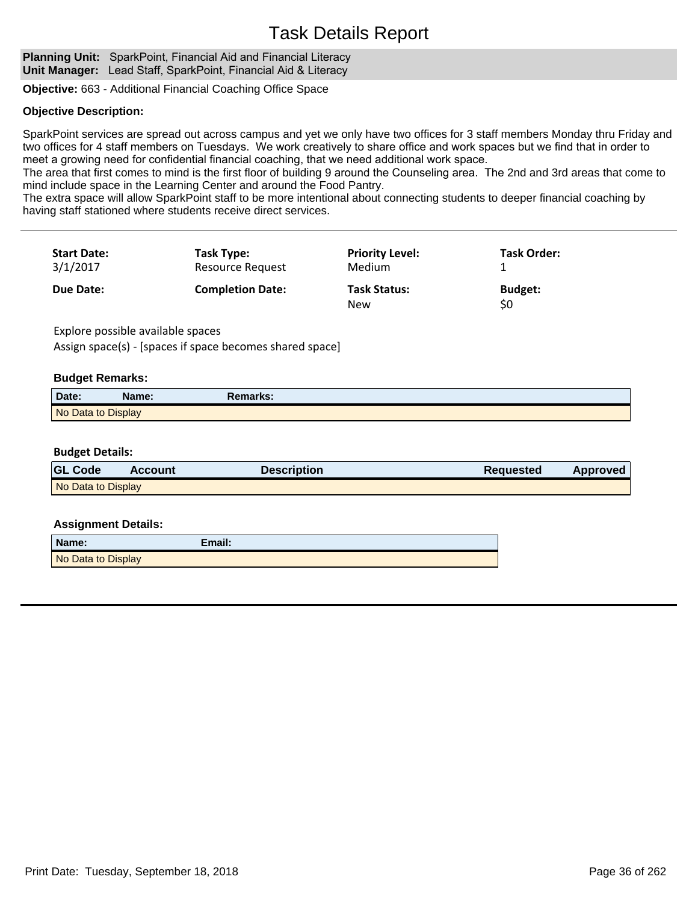# Task Details Report

**Planning Unit:** SparkPoint, Financial Aid and Financial Literacy
**Unit Manager:** Lead Staff, SparkPoint, Financial Aid & Literacy

**Objective:** 663 - Additional Financial Coaching Office Space

**Objective Description:**

SparkPoint services are spread out across campus and yet we only have two offices for 3 staff members Monday thru Friday and two offices for 4 staff members on Tuesdays. We work creatively to share office and work spaces but we find that in order to meet a growing need for confidential financial coaching, that we need additional work space.
The area that first comes to mind is the first floor of building 9 around the Counseling area. The 2nd and 3rd areas that come to mind include space in the Learning Center and around the Food Pantry.
The extra space will allow SparkPoint staff to be more intentional about connecting students to deeper financial coaching by having staff stationed where students receive direct services.

---

| **Start Date:** | **Task Type:** | **Priority Level:** | **Task Order:** |
|---|---|---|---|
| 3/1/2017 | Resource Request | Medium | 1 |
| **Due Date:** | **Completion Date:** | **Task Status:** | **Budget:** |
| | | New | $0 |

Explore possible available spaces
Assign space(s) - [spaces if space becomes shared space]

**Budget Remarks:**

| Date: | Name: | Remarks: |
|---|---|---|
| No Data to Display | | |

**Budget Details:**

| GL Code | Account | Description | Requested | Approved |
|---|---|---|---|---|
| No Data to Display | | | | |

**Assignment Details:**

| Name: | Email: |
|---|---|
| No Data to Display | |

Print Date: Tuesday, September 18, 2018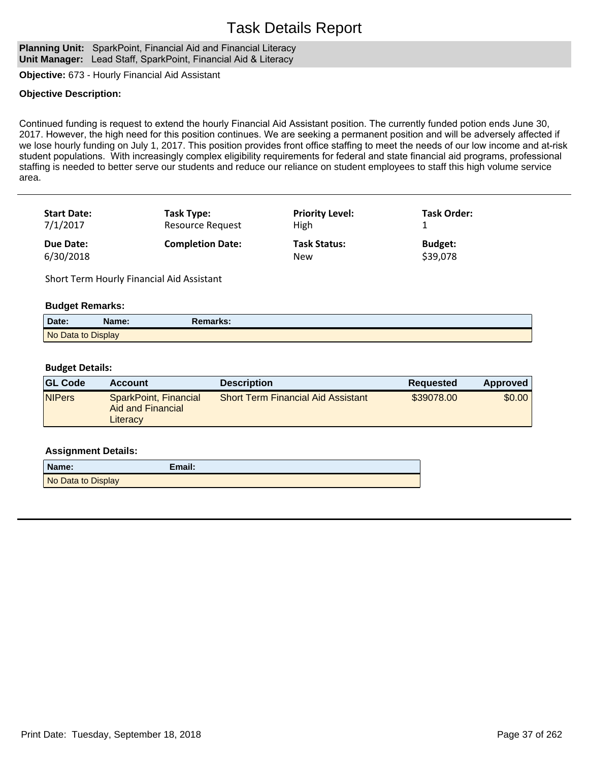# Task Details Report

**Planning Unit:** SparkPoint, Financial Aid and Financial Literacy
**Unit Manager:** Lead Staff, SparkPoint, Financial Aid & Literacy

**Objective:** 673 - Hourly Financial Aid Assistant

**Objective Description:**

Continued funding is request to extend the hourly Financial Aid Assistant position. The currently funded potion ends June 30, 2017. However, the high need for this position continues. We are seeking a permanent position and will be adversely affected if we lose hourly funding on July 1, 2017. This position provides front office staffing to meet the needs of our low income and at-risk student populations. With increasingly complex eligibility requirements for federal and state financial aid programs, professional staffing is needed to better serve our students and reduce our reliance on student employees to staff this high volume service area.

| | | | |
|---|---|---|---|
| **Start Date:** 7/1/2017 | **Task Type:** Resource Request | **Priority Level:** High | **Task Order:** 1 |
| **Due Date:** 6/30/2018 | **Completion Date:** | **Task Status:** New | **Budget:** $39,078 |

Short Term Hourly Financial Aid Assistant

**Budget Remarks:**

| Date: | Name: | Remarks: |
|---|---|---|
| No Data to Display | | |

**Budget Details:**

| GL Code | Account | Description | Requested | Approved |
|---|---|---|---|---|
| NIPers | SparkPoint, Financial Aid and Financial Literacy | Short Term Financial Aid Assistant | $39078.00 | $0.00 |

**Assignment Details:**

| Name: | Email: |
|---|---|
| No Data to Display | |

Print Date: Tuesday, September 18, 2018